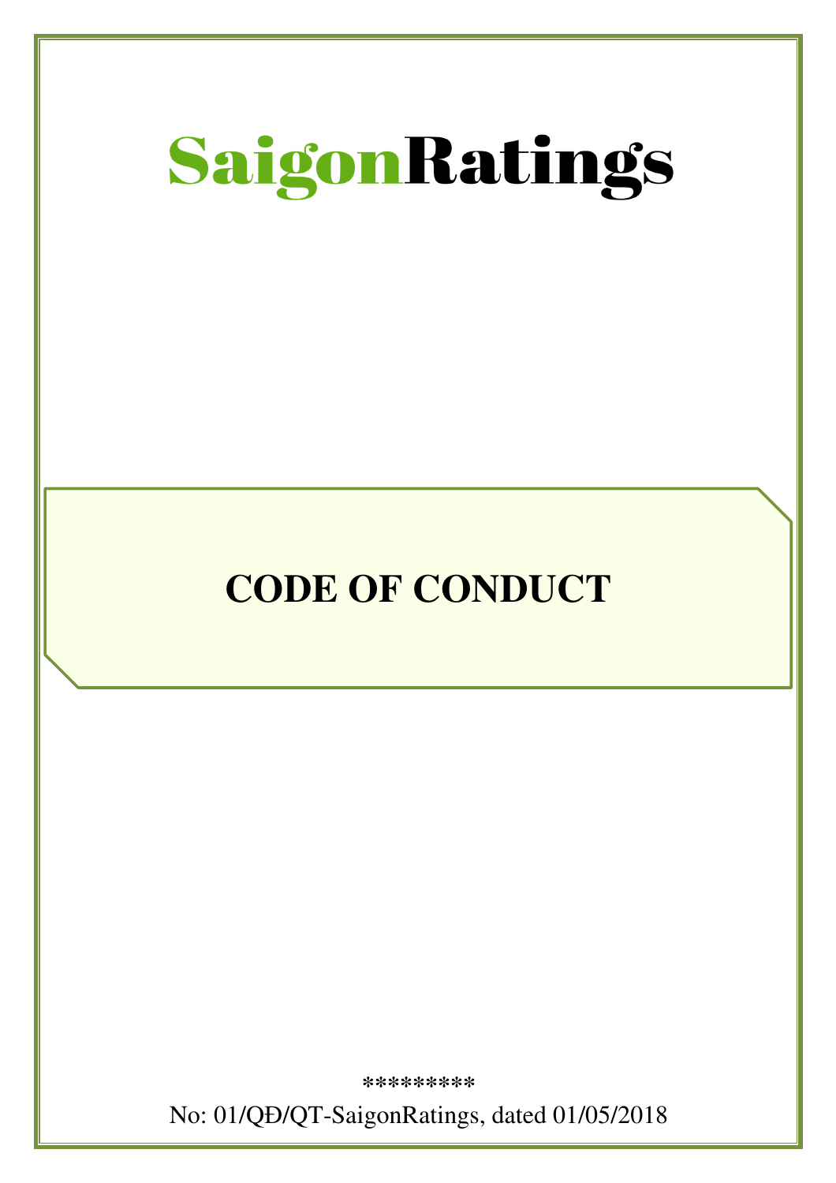SaigonRatings

# CODE OF CONDUCT

*********

No: 01/QĐ/QT-SaigonRatings, dated 01/05/2018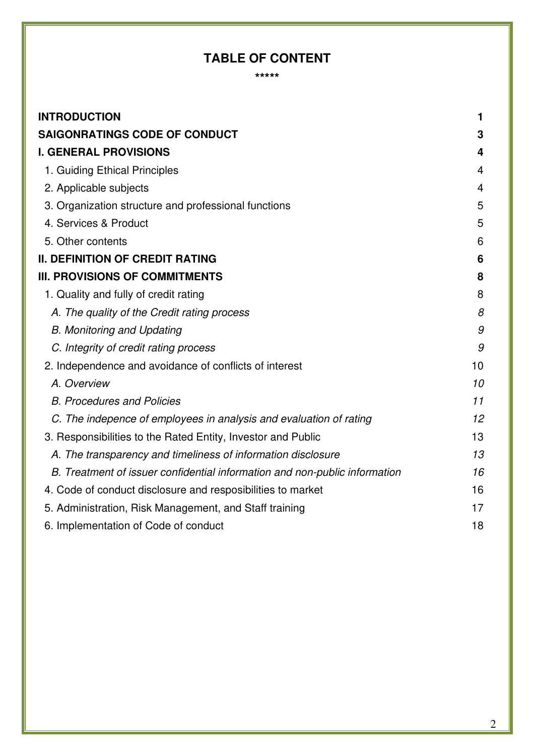# TABLE OF CONTENT

*****

| | |
|---|---|
| **INTRODUCTION** | **1** |
| **SAIGONRATINGS CODE OF CONDUCT** | **3** |
| **I. GENERAL PROVISIONS** | **4** |
| 1. Guiding Ethical Principles | 4 |
| 2. Applicable subjects | 4 |
| 3. Organization structure and professional functions | 5 |
| 4. Services & Product | 5 |
| 5. Other contents | 6 |
| **II. DEFINITION OF CREDIT RATING** | **6** |
| **III. PROVISIONS OF COMMITMENTS** | **8** |
| 1. Quality and fully of credit rating | 8 |
| *A. The quality of the Credit rating process* | *8* |
| *B. Monitoring and Updating* | *9* |
| *C. Integrity of credit rating process* | *9* |
| 2. Independence and avoidance of conflicts of interest | 10 |
| *A. Overview* | *10* |
| *B. Procedures and Policies* | *11* |
| *C. The indepence of employees in analysis and evaluation of rating* | *12* |
| 3. Responsibilities to the Rated Entity, Investor and Public | 13 |
| *A. The transparency and timeliness of information disclosure* | *13* |
| *B. Treatment of issuer confidential information and non-public information* | *16* |
| 4. Code of conduct disclosure and resposibilities to market | 16 |
| 5. Administration, Risk Management, and Staff training | 17 |
| 6. Implementation of Code of conduct | 18 |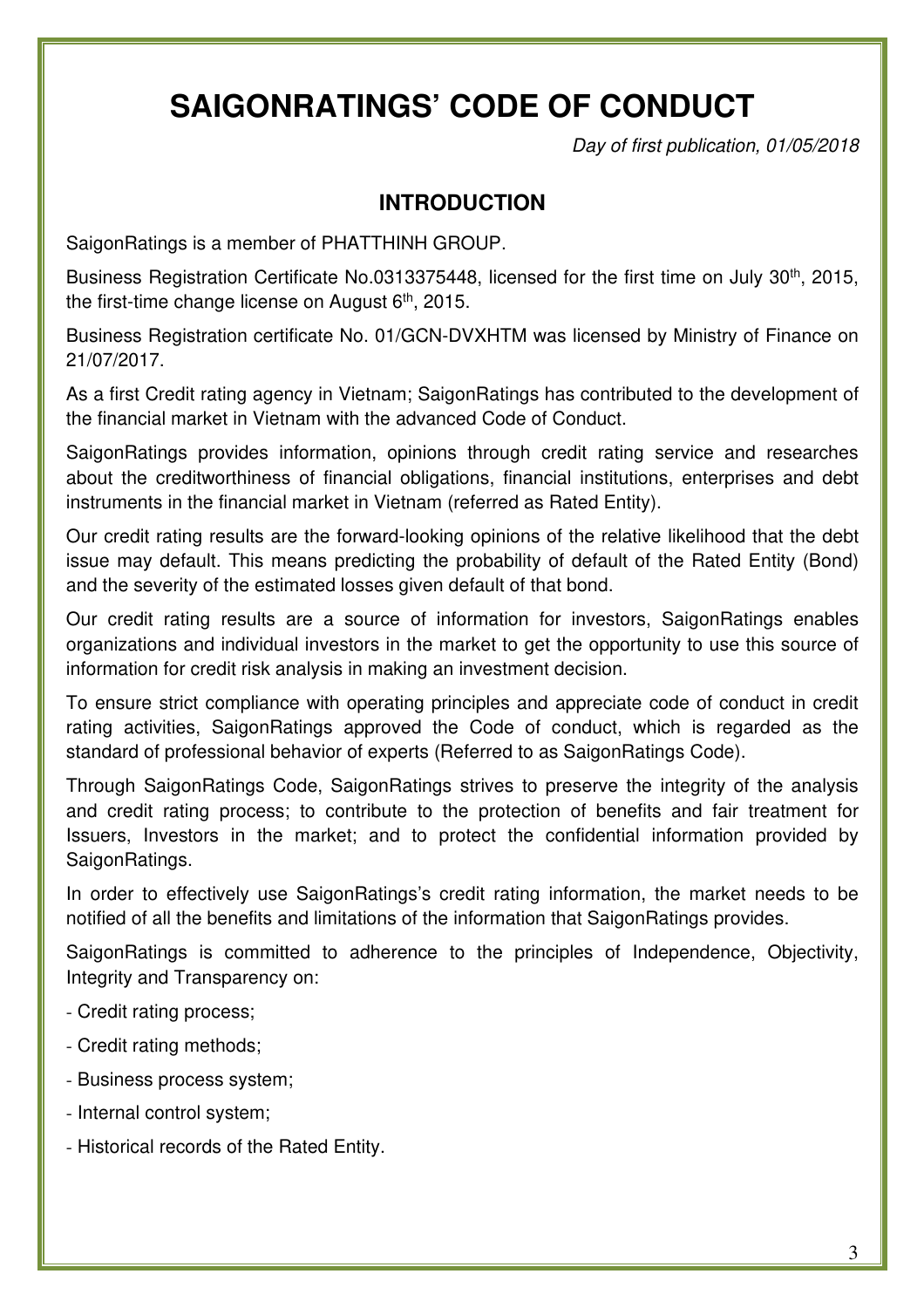# SAIGONRATINGS' CODE OF CONDUCT

*Day of first publication, 01/05/2018*

## INTRODUCTION

SaigonRatings is a member of PHATTHINH GROUP.

Business Registration Certificate No.0313375448, licensed for the first time on July 30th, 2015, the first-time change license on August 6th, 2015.

Business Registration certificate No. 01/GCN-DVXHTM was licensed by Ministry of Finance on 21/07/2017.

As a first Credit rating agency in Vietnam; SaigonRatings has contributed to the development of the financial market in Vietnam with the advanced Code of Conduct.

SaigonRatings provides information, opinions through credit rating service and researches about the creditworthiness of financial obligations, financial institutions, enterprises and debt instruments in the financial market in Vietnam (referred as Rated Entity).

Our credit rating results are the forward-looking opinions of the relative likelihood that the debt issue may default. This means predicting the probability of default of the Rated Entity (Bond) and the severity of the estimated losses given default of that bond.

Our credit rating results are a source of information for investors, SaigonRatings enables organizations and individual investors in the market to get the opportunity to use this source of information for credit risk analysis in making an investment decision.

To ensure strict compliance with operating principles and appreciate code of conduct in credit rating activities, SaigonRatings approved the Code of conduct, which is regarded as the standard of professional behavior of experts (Referred to as SaigonRatings Code).

Through SaigonRatings Code, SaigonRatings strives to preserve the integrity of the analysis and credit rating process; to contribute to the protection of benefits and fair treatment for Issuers, Investors in the market; and to protect the confidential information provided by SaigonRatings.

In order to effectively use SaigonRatings's credit rating information, the market needs to be notified of all the benefits and limitations of the information that SaigonRatings provides.

SaigonRatings is committed to adherence to the principles of Independence, Objectivity, Integrity and Transparency on:

- Credit rating process;
- Credit rating methods;
- Business process system;
- Internal control system;
- Historical records of the Rated Entity.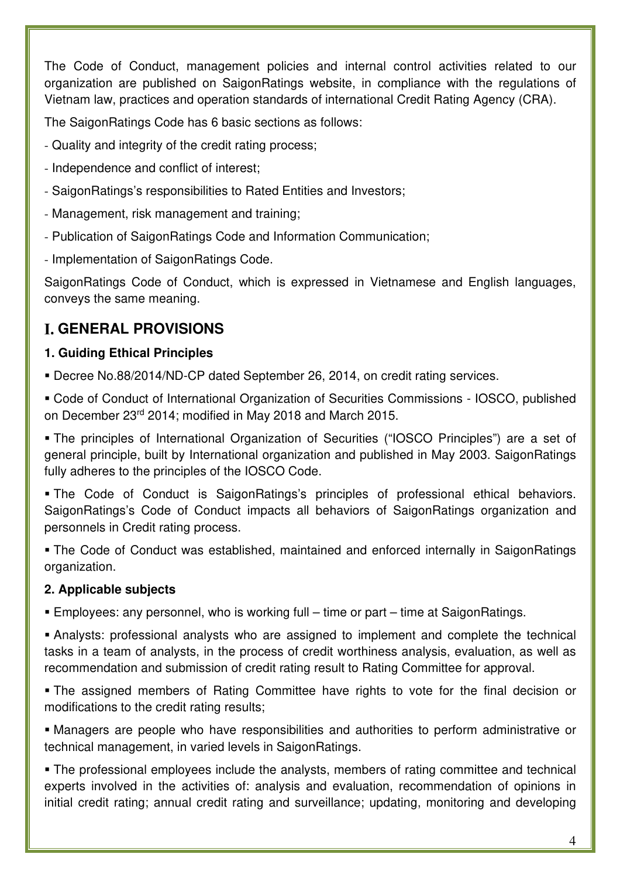The Code of Conduct, management policies and internal control activities related to our organization are published on SaigonRatings website, in compliance with the regulations of Vietnam law, practices and operation standards of international Credit Rating Agency (CRA).

The SaigonRatings Code has 6 basic sections as follows:

- Quality and integrity of the credit rating process;
- Independence and conflict of interest;
- SaigonRatings's responsibilities to Rated Entities and Investors;
- Management, risk management and training;
- Publication of SaigonRatings Code and Information Communication;
- Implementation of SaigonRatings Code.

SaigonRatings Code of Conduct, which is expressed in Vietnamese and English languages, conveys the same meaning.

# I. GENERAL PROVISIONS

### 1. Guiding Ethical Principles

- Decree No.88/2014/ND-CP dated September 26, 2014, on credit rating services.
- Code of Conduct of International Organization of Securities Commissions - IOSCO, published on December 23rd 2014; modified in May 2018 and March 2015.
- The principles of International Organization of Securities ("IOSCO Principles") are a set of general principle, built by International organization and published in May 2003. SaigonRatings fully adheres to the principles of the IOSCO Code.
- The Code of Conduct is SaigonRatings's principles of professional ethical behaviors. SaigonRatings's Code of Conduct impacts all behaviors of SaigonRatings organization and personnels in Credit rating process.
- The Code of Conduct was established, maintained and enforced internally in SaigonRatings organization.

### 2. Applicable subjects

- Employees: any personnel, who is working full – time or part – time at SaigonRatings.
- Analysts: professional analysts who are assigned to implement and complete the technical tasks in a team of analysts, in the process of credit worthiness analysis, evaluation, as well as recommendation and submission of credit rating result to Rating Committee for approval.
- The assigned members of Rating Committee have rights to vote for the final decision or modifications to the credit rating results;
- Managers are people who have responsibilities and authorities to perform administrative or technical management, in varied levels in SaigonRatings.
- The professional employees include the analysts, members of rating committee and technical experts involved in the activities of: analysis and evaluation, recommendation of opinions in initial credit rating; annual credit rating and surveillance; updating, monitoring and developing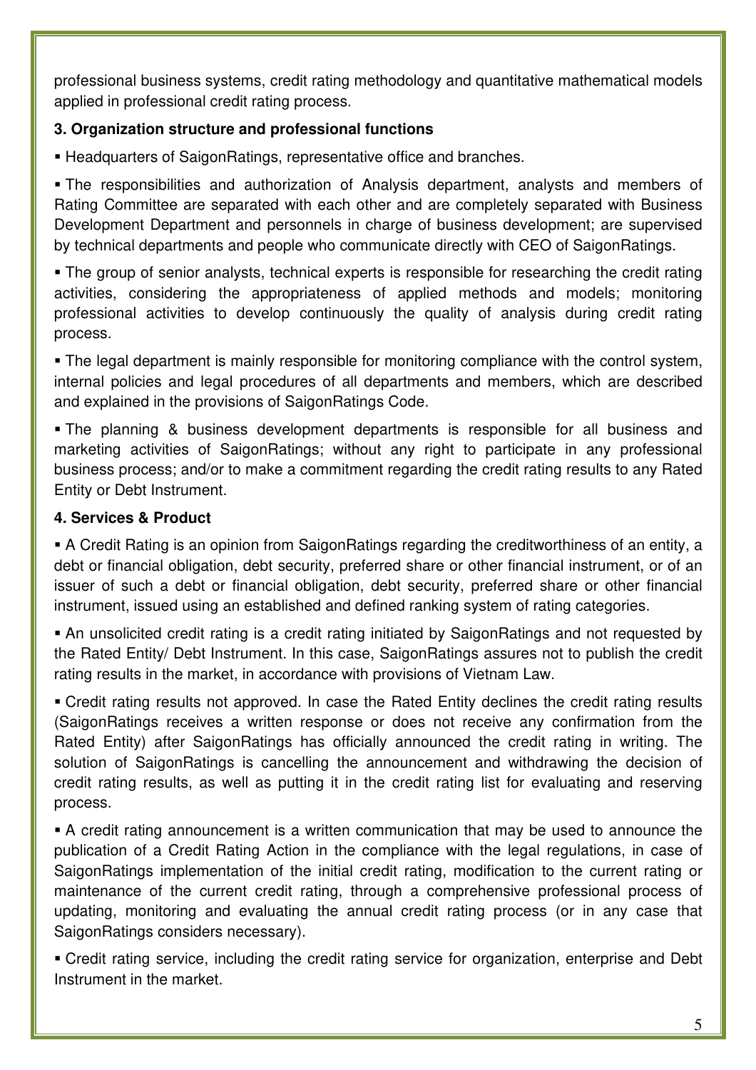professional business systems, credit rating methodology and quantitative mathematical models applied in professional credit rating process.

**3. Organization structure and professional functions**

- Headquarters of SaigonRatings, representative office and branches.

- The responsibilities and authorization of Analysis department, analysts and members of Rating Committee are separated with each other and are completely separated with Business Development Department and personnels in charge of business development; are supervised by technical departments and people who communicate directly with CEO of SaigonRatings.

- The group of senior analysts, technical experts is responsible for researching the credit rating activities, considering the appropriateness of applied methods and models; monitoring professional activities to develop continuously the quality of analysis during credit rating process.

- The legal department is mainly responsible for monitoring compliance with the control system, internal policies and legal procedures of all departments and members, which are described and explained in the provisions of SaigonRatings Code.

- The planning & business development departments is responsible for all business and marketing activities of SaigonRatings; without any right to participate in any professional business process; and/or to make a commitment regarding the credit rating results to any Rated Entity or Debt Instrument.

**4. Services & Product**

- A Credit Rating is an opinion from SaigonRatings regarding the creditworthiness of an entity, a debt or financial obligation, debt security, preferred share or other financial instrument, or of an issuer of such a debt or financial obligation, debt security, preferred share or other financial instrument, issued using an established and defined ranking system of rating categories.

- An unsolicited credit rating is a credit rating initiated by SaigonRatings and not requested by the Rated Entity/ Debt Instrument. In this case, SaigonRatings assures not to publish the credit rating results in the market, in accordance with provisions of Vietnam Law.

- Credit rating results not approved. In case the Rated Entity declines the credit rating results (SaigonRatings receives a written response or does not receive any confirmation from the Rated Entity) after SaigonRatings has officially announced the credit rating in writing. The solution of SaigonRatings is cancelling the announcement and withdrawing the decision of credit rating results, as well as putting it in the credit rating list for evaluating and reserving process.

- A credit rating announcement is a written communication that may be used to announce the publication of a Credit Rating Action in the compliance with the legal regulations, in case of SaigonRatings implementation of the initial credit rating, modification to the current rating or maintenance of the current credit rating, through a comprehensive professional process of updating, monitoring and evaluating the annual credit rating process (or in any case that SaigonRatings considers necessary).

- Credit rating service, including the credit rating service for organization, enterprise and Debt Instrument in the market.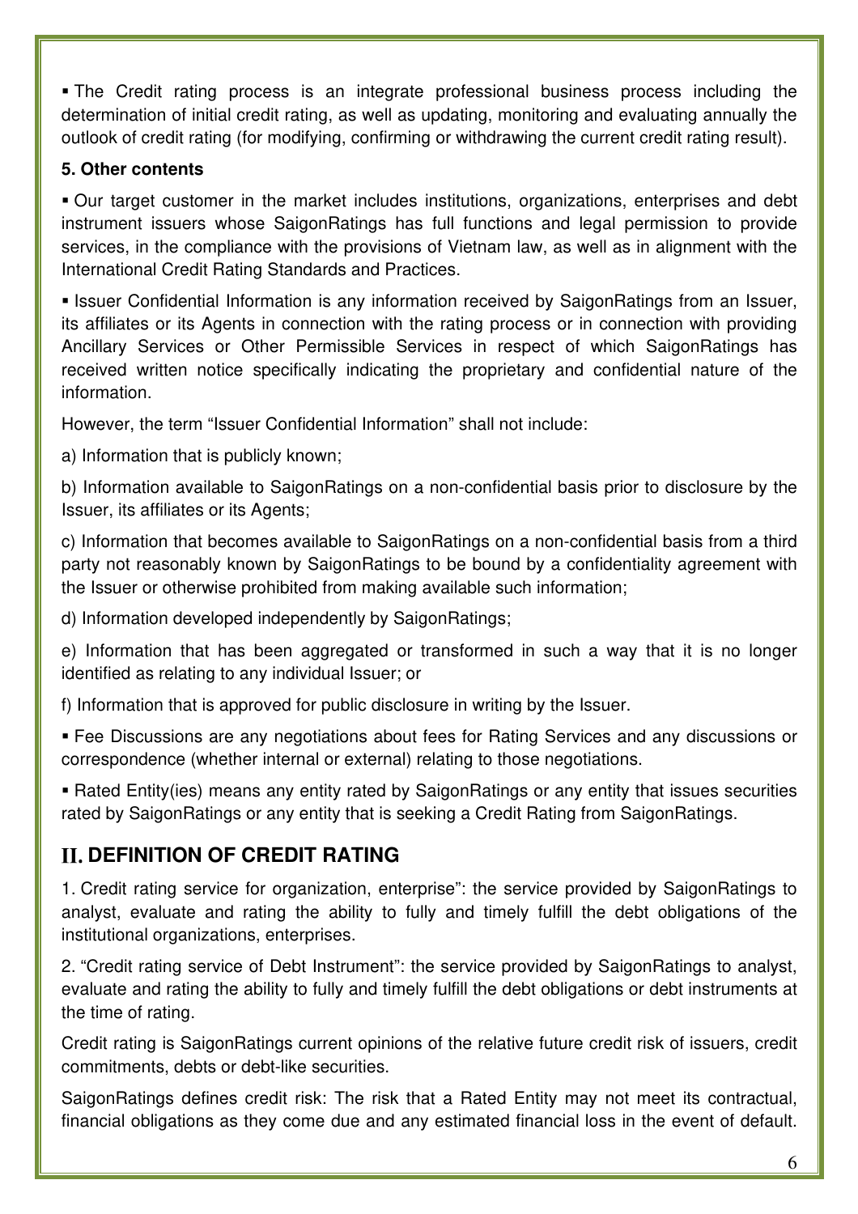▪ The Credit rating process is an integrate professional business process including the determination of initial credit rating, as well as updating, monitoring and evaluating annually the outlook of credit rating (for modifying, confirming or withdrawing the current credit rating result).

**5. Other contents**

▪ Our target customer in the market includes institutions, organizations, enterprises and debt instrument issuers whose SaigonRatings has full functions and legal permission to provide services, in the compliance with the provisions of Vietnam law, as well as in alignment with the International Credit Rating Standards and Practices.

▪ Issuer Confidential Information is any information received by SaigonRatings from an Issuer, its affiliates or its Agents in connection with the rating process or in connection with providing Ancillary Services or Other Permissible Services in respect of which SaigonRatings has received written notice specifically indicating the proprietary and confidential nature of the information.

However, the term "Issuer Confidential Information" shall not include:

a) Information that is publicly known;

b) Information available to SaigonRatings on a non-confidential basis prior to disclosure by the Issuer, its affiliates or its Agents;

c) Information that becomes available to SaigonRatings on a non-confidential basis from a third party not reasonably known by SaigonRatings to be bound by a confidentiality agreement with the Issuer or otherwise prohibited from making available such information;

d) Information developed independently by SaigonRatings;

e) Information that has been aggregated or transformed in such a way that it is no longer identified as relating to any individual Issuer; or

f) Information that is approved for public disclosure in writing by the Issuer.

▪ Fee Discussions are any negotiations about fees for Rating Services and any discussions or correspondence (whether internal or external) relating to those negotiations.

▪ Rated Entity(ies) means any entity rated by SaigonRatings or any entity that issues securities rated by SaigonRatings or any entity that is seeking a Credit Rating from SaigonRatings.

## II. DEFINITION OF CREDIT RATING

1. Credit rating service for organization, enterprise": the service provided by SaigonRatings to analyst, evaluate and rating the ability to fully and timely fulfill the debt obligations of the institutional organizations, enterprises.

2. "Credit rating service of Debt Instrument": the service provided by SaigonRatings to analyst, evaluate and rating the ability to fully and timely fulfill the debt obligations or debt instruments at the time of rating.

Credit rating is SaigonRatings current opinions of the relative future credit risk of issuers, credit commitments, debts or debt-like securities.

SaigonRatings defines credit risk: The risk that a Rated Entity may not meet its contractual, financial obligations as they come due and any estimated financial loss in the event of default.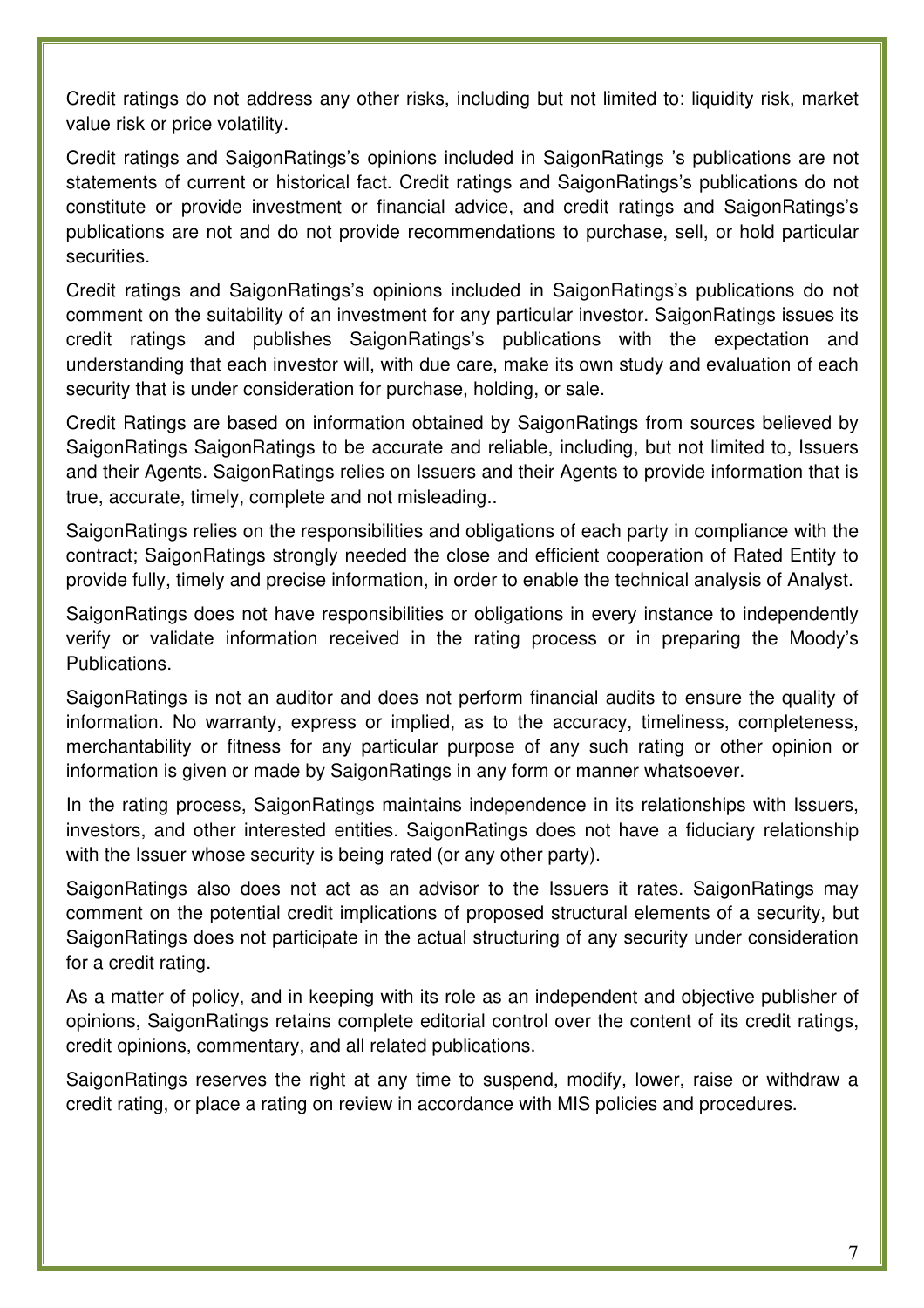Credit ratings do not address any other risks, including but not limited to: liquidity risk, market value risk or price volatility.

Credit ratings and SaigonRatings's opinions included in SaigonRatings 's publications are not statements of current or historical fact. Credit ratings and SaigonRatings's publications do not constitute or provide investment or financial advice, and credit ratings and SaigonRatings's publications are not and do not provide recommendations to purchase, sell, or hold particular securities.

Credit ratings and SaigonRatings's opinions included in SaigonRatings's publications do not comment on the suitability of an investment for any particular investor. SaigonRatings issues its credit ratings and publishes SaigonRatings's publications with the expectation and understanding that each investor will, with due care, make its own study and evaluation of each security that is under consideration for purchase, holding, or sale.

Credit Ratings are based on information obtained by SaigonRatings from sources believed by SaigonRatings SaigonRatings to be accurate and reliable, including, but not limited to, Issuers and their Agents. SaigonRatings relies on Issuers and their Agents to provide information that is true, accurate, timely, complete and not misleading..

SaigonRatings relies on the responsibilities and obligations of each party in compliance with the contract; SaigonRatings strongly needed the close and efficient cooperation of Rated Entity to provide fully, timely and precise information, in order to enable the technical analysis of Analyst.

SaigonRatings does not have responsibilities or obligations in every instance to independently verify or validate information received in the rating process or in preparing the Moody's Publications.

SaigonRatings is not an auditor and does not perform financial audits to ensure the quality of information. No warranty, express or implied, as to the accuracy, timeliness, completeness, merchantability or fitness for any particular purpose of any such rating or other opinion or information is given or made by SaigonRatings in any form or manner whatsoever.

In the rating process, SaigonRatings maintains independence in its relationships with Issuers, investors, and other interested entities. SaigonRatings does not have a fiduciary relationship with the Issuer whose security is being rated (or any other party).

SaigonRatings also does not act as an advisor to the Issuers it rates. SaigonRatings may comment on the potential credit implications of proposed structural elements of a security, but SaigonRatings does not participate in the actual structuring of any security under consideration for a credit rating.

As a matter of policy, and in keeping with its role as an independent and objective publisher of opinions, SaigonRatings retains complete editorial control over the content of its credit ratings, credit opinions, commentary, and all related publications.

SaigonRatings reserves the right at any time to suspend, modify, lower, raise or withdraw a credit rating, or place a rating on review in accordance with MIS policies and procedures.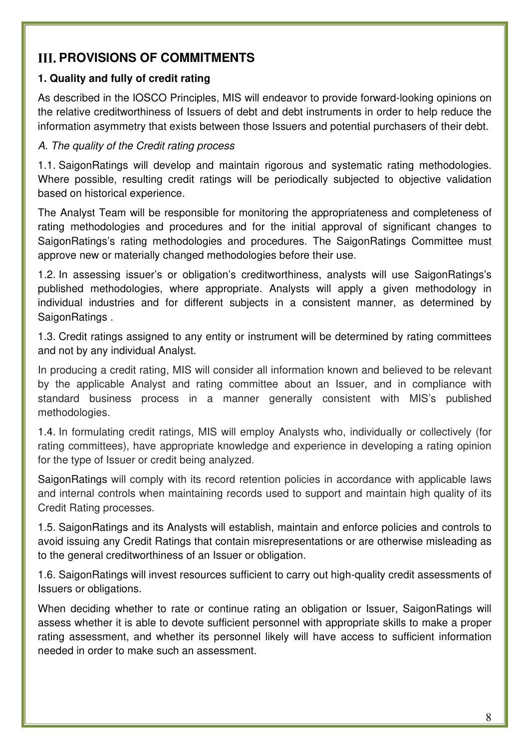## III. PROVISIONS OF COMMITMENTS

### 1. Quality and fully of credit rating

As described in the IOSCO Principles, MIS will endeavor to provide forward-looking opinions on the relative creditworthiness of Issuers of debt and debt instruments in order to help reduce the information asymmetry that exists between those Issuers and potential purchasers of their debt.

*A. The quality of the Credit rating process*

1.1. SaigonRatings will develop and maintain rigorous and systematic rating methodologies. Where possible, resulting credit ratings will be periodically subjected to objective validation based on historical experience.

The Analyst Team will be responsible for monitoring the appropriateness and completeness of rating methodologies and procedures and for the initial approval of significant changes to SaigonRatings's rating methodologies and procedures. The SaigonRatings Committee must approve new or materially changed methodologies before their use.

1.2. In assessing issuer's or obligation's creditworthiness, analysts will use SaigonRatings's published methodologies, where appropriate. Analysts will apply a given methodology in individual industries and for different subjects in a consistent manner, as determined by SaigonRatings .

1.3. Credit ratings assigned to any entity or instrument will be determined by rating committees and not by any individual Analyst.

In producing a credit rating, MIS will consider all information known and believed to be relevant by the applicable Analyst and rating committee about an Issuer, and in compliance with standard business process in a manner generally consistent with MIS's published methodologies.

1.4. In formulating credit ratings, MIS will employ Analysts who, individually or collectively (for rating committees), have appropriate knowledge and experience in developing a rating opinion for the type of Issuer or credit being analyzed.

SaigonRatings will comply with its record retention policies in accordance with applicable laws and internal controls when maintaining records used to support and maintain high quality of its Credit Rating processes.

1.5. SaigonRatings and its Analysts will establish, maintain and enforce policies and controls to avoid issuing any Credit Ratings that contain misrepresentations or are otherwise misleading as to the general creditworthiness of an Issuer or obligation.

1.6. SaigonRatings will invest resources sufficient to carry out high-quality credit assessments of Issuers or obligations.

When deciding whether to rate or continue rating an obligation or Issuer, SaigonRatings will assess whether it is able to devote sufficient personnel with appropriate skills to make a proper rating assessment, and whether its personnel likely will have access to sufficient information needed in order to make such an assessment.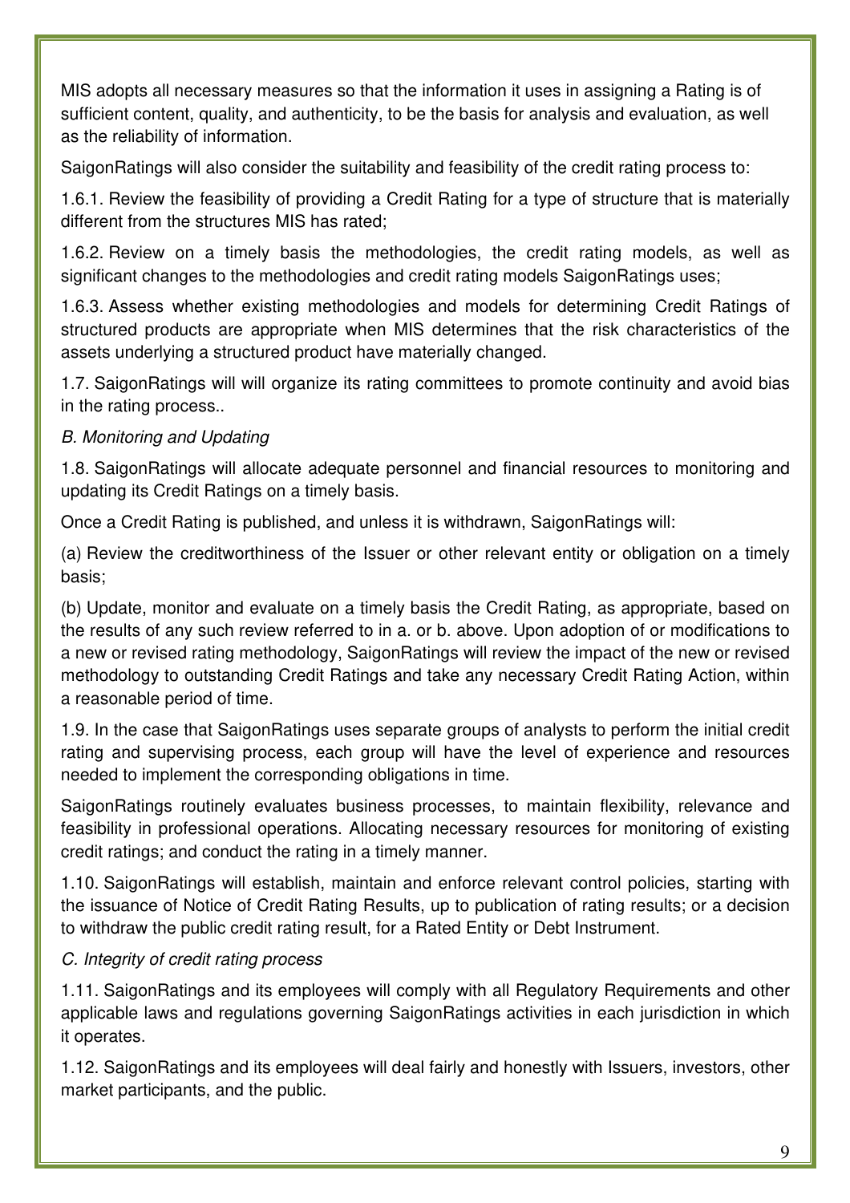MIS adopts all necessary measures so that the information it uses in assigning a Rating is of sufficient content, quality, and authenticity, to be the basis for analysis and evaluation, as well as the reliability of information.

SaigonRatings will also consider the suitability and feasibility of the credit rating process to:

1.6.1. Review the feasibility of providing a Credit Rating for a type of structure that is materially different from the structures MIS has rated;

1.6.2. Review on a timely basis the methodologies, the credit rating models, as well as significant changes to the methodologies and credit rating models SaigonRatings uses;

1.6.3. Assess whether existing methodologies and models for determining Credit Ratings of structured products are appropriate when MIS determines that the risk characteristics of the assets underlying a structured product have materially changed.

1.7. SaigonRatings will will organize its rating committees to promote continuity and avoid bias in the rating process..

*B. Monitoring and Updating*

1.8. SaigonRatings will allocate adequate personnel and financial resources to monitoring and updating its Credit Ratings on a timely basis.

Once a Credit Rating is published, and unless it is withdrawn, SaigonRatings will:

(a) Review the creditworthiness of the Issuer or other relevant entity or obligation on a timely basis;

(b) Update, monitor and evaluate on a timely basis the Credit Rating, as appropriate, based on the results of any such review referred to in a. or b. above. Upon adoption of or modifications to a new or revised rating methodology, SaigonRatings will review the impact of the new or revised methodology to outstanding Credit Ratings and take any necessary Credit Rating Action, within a reasonable period of time.

1.9. In the case that SaigonRatings uses separate groups of analysts to perform the initial credit rating and supervising process, each group will have the level of experience and resources needed to implement the corresponding obligations in time.

SaigonRatings routinely evaluates business processes, to maintain flexibility, relevance and feasibility in professional operations. Allocating necessary resources for monitoring of existing credit ratings; and conduct the rating in a timely manner.

1.10. SaigonRatings will establish, maintain and enforce relevant control policies, starting with the issuance of Notice of Credit Rating Results, up to publication of rating results; or a decision to withdraw the public credit rating result, for a Rated Entity or Debt Instrument.

*C. Integrity of credit rating process*

1.11. SaigonRatings and its employees will comply with all Regulatory Requirements and other applicable laws and regulations governing SaigonRatings activities in each jurisdiction in which it operates.

1.12. SaigonRatings and its employees will deal fairly and honestly with Issuers, investors, other market participants, and the public.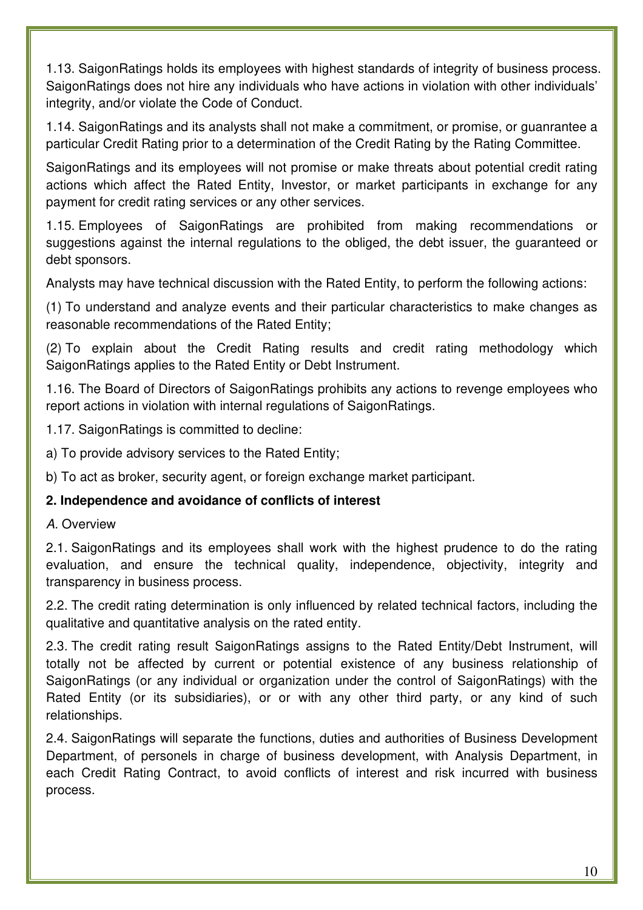1.13. SaigonRatings holds its employees with highest standards of integrity of business process. SaigonRatings does not hire any individuals who have actions in violation with other individuals' integrity, and/or violate the Code of Conduct.

1.14. SaigonRatings and its analysts shall not make a commitment, or promise, or guanrantee a particular Credit Rating prior to a determination of the Credit Rating by the Rating Committee.

SaigonRatings and its employees will not promise or make threats about potential credit rating actions which affect the Rated Entity, Investor, or market participants in exchange for any payment for credit rating services or any other services.

1.15. Employees of SaigonRatings are prohibited from making recommendations or suggestions against the internal regulations to the obliged, the debt issuer, the guaranteed or debt sponsors.

Analysts may have technical discussion with the Rated Entity, to perform the following actions:

(1) To understand and analyze events and their particular characteristics to make changes as reasonable recommendations of the Rated Entity;

(2) To explain about the Credit Rating results and credit rating methodology which SaigonRatings applies to the Rated Entity or Debt Instrument.

1.16. The Board of Directors of SaigonRatings prohibits any actions to revenge employees who report actions in violation with internal regulations of SaigonRatings.

1.17. SaigonRatings is committed to decline:

a) To provide advisory services to the Rated Entity;

b) To act as broker, security agent, or foreign exchange market participant.

**2. Independence and avoidance of conflicts of interest**

*A.* Overview

2.1. SaigonRatings and its employees shall work with the highest prudence to do the rating evaluation, and ensure the technical quality, independence, objectivity, integrity and transparency in business process.

2.2. The credit rating determination is only influenced by related technical factors, including the qualitative and quantitative analysis on the rated entity.

2.3. The credit rating result SaigonRatings assigns to the Rated Entity/Debt Instrument, will totally not be affected by current or potential existence of any business relationship of SaigonRatings (or any individual or organization under the control of SaigonRatings) with the Rated Entity (or its subsidiaries), or or with any other third party, or any kind of such relationships.

2.4. SaigonRatings will separate the functions, duties and authorities of Business Development Department, of personels in charge of business development, with Analysis Department, in each Credit Rating Contract, to avoid conflicts of interest and risk incurred with business process.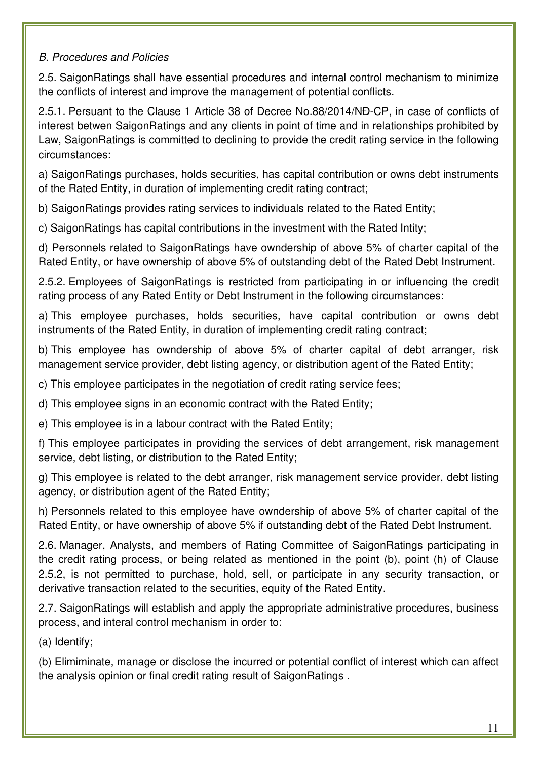*B. Procedures and Policies*

2.5. SaigonRatings shall have essential procedures and internal control mechanism to minimize the conflicts of interest and improve the management of potential conflicts.

2.5.1. Persuant to the Clause 1 Article 38 of Decree No.88/2014/NĐ-CP, in case of conflicts of interest betwen SaigonRatings and any clients in point of time and in relationships prohibited by Law, SaigonRatings is committed to declining to provide the credit rating service in the following circumstances:

a) SaigonRatings purchases, holds securities, has capital contribution or owns debt instruments of the Rated Entity, in duration of implementing credit rating contract;

b) SaigonRatings provides rating services to individuals related to the Rated Entity;

c) SaigonRatings has capital contributions in the investment with the Rated Intity;

d) Personnels related to SaigonRatings have owndership of above 5% of charter capital of the Rated Entity, or have ownership of above 5% of outstanding debt of the Rated Debt Instrument.

2.5.2. Employees of SaigonRatings is restricted from participating in or influencing the credit rating process of any Rated Entity or Debt Instrument in the following circumstances:

a) This employee purchases, holds securities, have capital contribution or owns debt instruments of the Rated Entity, in duration of implementing credit rating contract;

b) This employee has owndership of above 5% of charter capital of debt arranger, risk management service provider, debt listing agency, or distribution agent of the Rated Entity;

c) This employee participates in the negotiation of credit rating service fees;

d) This employee signs in an economic contract with the Rated Entity;

e) This employee is in a labour contract with the Rated Entity;

f) This employee participates in providing the services of debt arrangement, risk management service, debt listing, or distribution to the Rated Entity;

g) This employee is related to the debt arranger, risk management service provider, debt listing agency, or distribution agent of the Rated Entity;

h) Personnels related to this employee have owndership of above 5% of charter capital of the Rated Entity, or have ownership of above 5% if outstanding debt of the Rated Debt Instrument.

2.6. Manager, Analysts, and members of Rating Committee of SaigonRatings participating in the credit rating process, or being related as mentioned in the point (b), point (h) of Clause 2.5.2, is not permitted to purchase, hold, sell, or participate in any security transaction, or derivative transaction related to the securities, equity of the Rated Entity.

2.7. SaigonRatings will establish and apply the appropriate administrative procedures, business process, and interal control mechanism in order to:

(a) Identify;

(b) Elimiminate, manage or disclose the incurred or potential conflict of interest which can affect the analysis opinion or final credit rating result of SaigonRatings .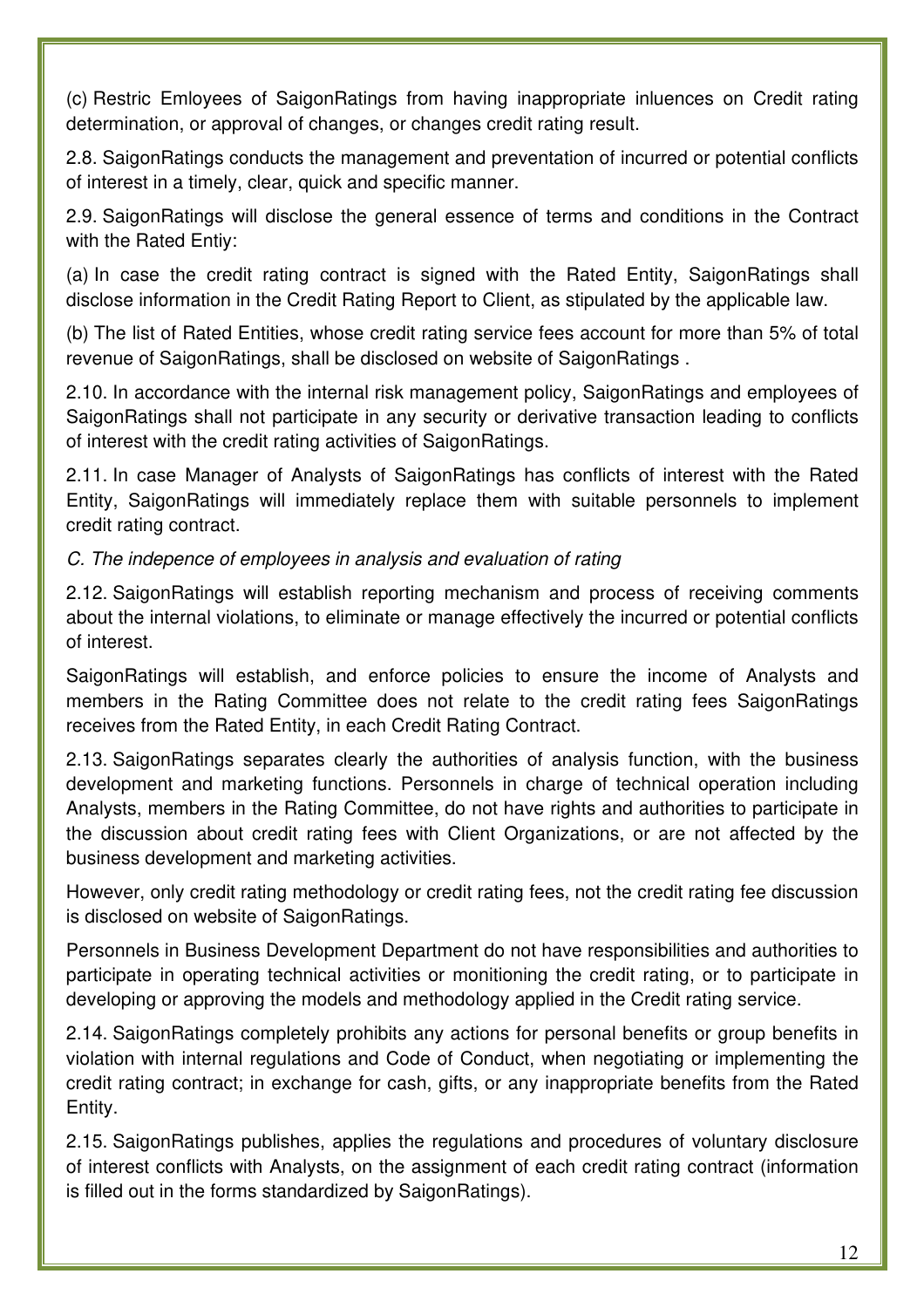(c) Restric Emloyees of SaigonRatings from having inappropriate inluences on Credit rating determination, or approval of changes, or changes credit rating result.

2.8. SaigonRatings conducts the management and preventation of incurred or potential conflicts of interest in a timely, clear, quick and specific manner.

2.9. SaigonRatings will disclose the general essence of terms and conditions in the Contract with the Rated Entiy:

(a) In case the credit rating contract is signed with the Rated Entity, SaigonRatings shall disclose information in the Credit Rating Report to Client, as stipulated by the applicable law.

(b) The list of Rated Entities, whose credit rating service fees account for more than 5% of total revenue of SaigonRatings, shall be disclosed on website of SaigonRatings .

2.10. In accordance with the internal risk management policy, SaigonRatings and employees of SaigonRatings shall not participate in any security or derivative transaction leading to conflicts of interest with the credit rating activities of SaigonRatings.

2.11. In case Manager of Analysts of SaigonRatings has conflicts of interest with the Rated Entity, SaigonRatings will immediately replace them with suitable personnels to implement credit rating contract.

*C. The indepence of employees in analysis and evaluation of rating*

2.12. SaigonRatings will establish reporting mechanism and process of receiving comments about the internal violations, to eliminate or manage effectively the incurred or potential conflicts of interest.

SaigonRatings will establish, and enforce policies to ensure the income of Analysts and members in the Rating Committee does not relate to the credit rating fees SaigonRatings receives from the Rated Entity, in each Credit Rating Contract.

2.13. SaigonRatings separates clearly the authorities of analysis function, with the business development and marketing functions. Personnels in charge of technical operation including Analysts, members in the Rating Committee, do not have rights and authorities to participate in the discussion about credit rating fees with Client Organizations, or are not affected by the business development and marketing activities.

However, only credit rating methodology or credit rating fees, not the credit rating fee discussion is disclosed on website of SaigonRatings.

Personnels in Business Development Department do not have responsibilities and authorities to participate in operating technical activities or monitioning the credit rating, or to participate in developing or approving the models and methodology applied in the Credit rating service.

2.14. SaigonRatings completely prohibits any actions for personal benefits or group benefits in violation with internal regulations and Code of Conduct, when negotiating or implementing the credit rating contract; in exchange for cash, gifts, or any inappropriate benefits from the Rated Entity.

2.15. SaigonRatings publishes, applies the regulations and procedures of voluntary disclosure of interest conflicts with Analysts, on the assignment of each credit rating contract (information is filled out in the forms standardized by SaigonRatings).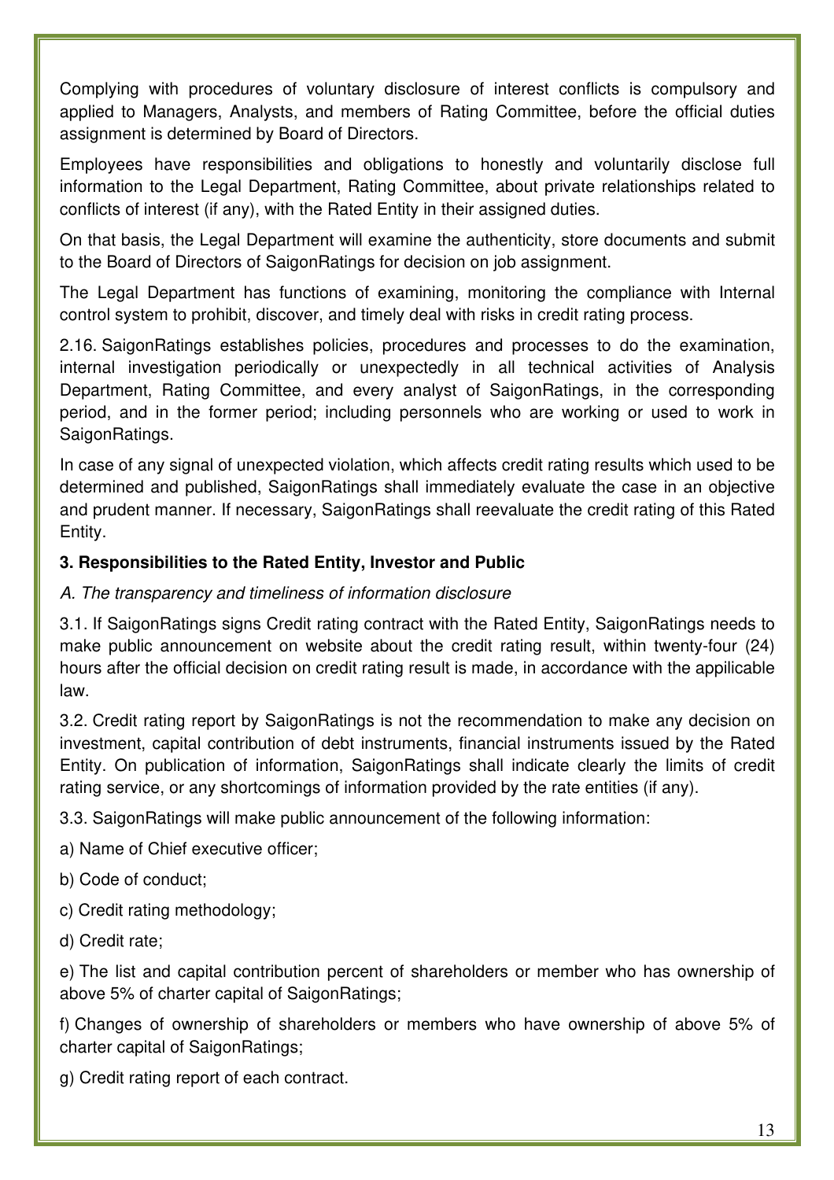Complying with procedures of voluntary disclosure of interest conflicts is compulsory and applied to Managers, Analysts, and members of Rating Committee, before the official duties assignment is determined by Board of Directors.

Employees have responsibilities and obligations to honestly and voluntarily disclose full information to the Legal Department, Rating Committee, about private relationships related to conflicts of interest (if any), with the Rated Entity in their assigned duties.

On that basis, the Legal Department will examine the authenticity, store documents and submit to the Board of Directors of SaigonRatings for decision on job assignment.

The Legal Department has functions of examining, monitoring the compliance with Internal control system to prohibit, discover, and timely deal with risks in credit rating process.

2.16. SaigonRatings establishes policies, procedures and processes to do the examination, internal investigation periodically or unexpectedly in all technical activities of Analysis Department, Rating Committee, and every analyst of SaigonRatings, in the corresponding period, and in the former period; including personnels who are working or used to work in SaigonRatings.

In case of any signal of unexpected violation, which affects credit rating results which used to be determined and published, SaigonRatings shall immediately evaluate the case in an objective and prudent manner. If necessary, SaigonRatings shall reevaluate the credit rating of this Rated Entity.

**3. Responsibilities to the Rated Entity, Investor and Public**

*A. The transparency and timeliness of information disclosure*

3.1. If SaigonRatings signs Credit rating contract with the Rated Entity, SaigonRatings needs to make public announcement on website about the credit rating result, within twenty-four (24) hours after the official decision on credit rating result is made, in accordance with the appilicable law.

3.2. Credit rating report by SaigonRatings is not the recommendation to make any decision on investment, capital contribution of debt instruments, financial instruments issued by the Rated Entity. On publication of information, SaigonRatings shall indicate clearly the limits of credit rating service, or any shortcomings of information provided by the rate entities (if any).

3.3. SaigonRatings will make public announcement of the following information:

a) Name of Chief executive officer;

b) Code of conduct;

c) Credit rating methodology;

d) Credit rate;

e) The list and capital contribution percent of shareholders or member who has ownership of above 5% of charter capital of SaigonRatings;

f) Changes of ownership of shareholders or members who have ownership of above 5% of charter capital of SaigonRatings;

g) Credit rating report of each contract.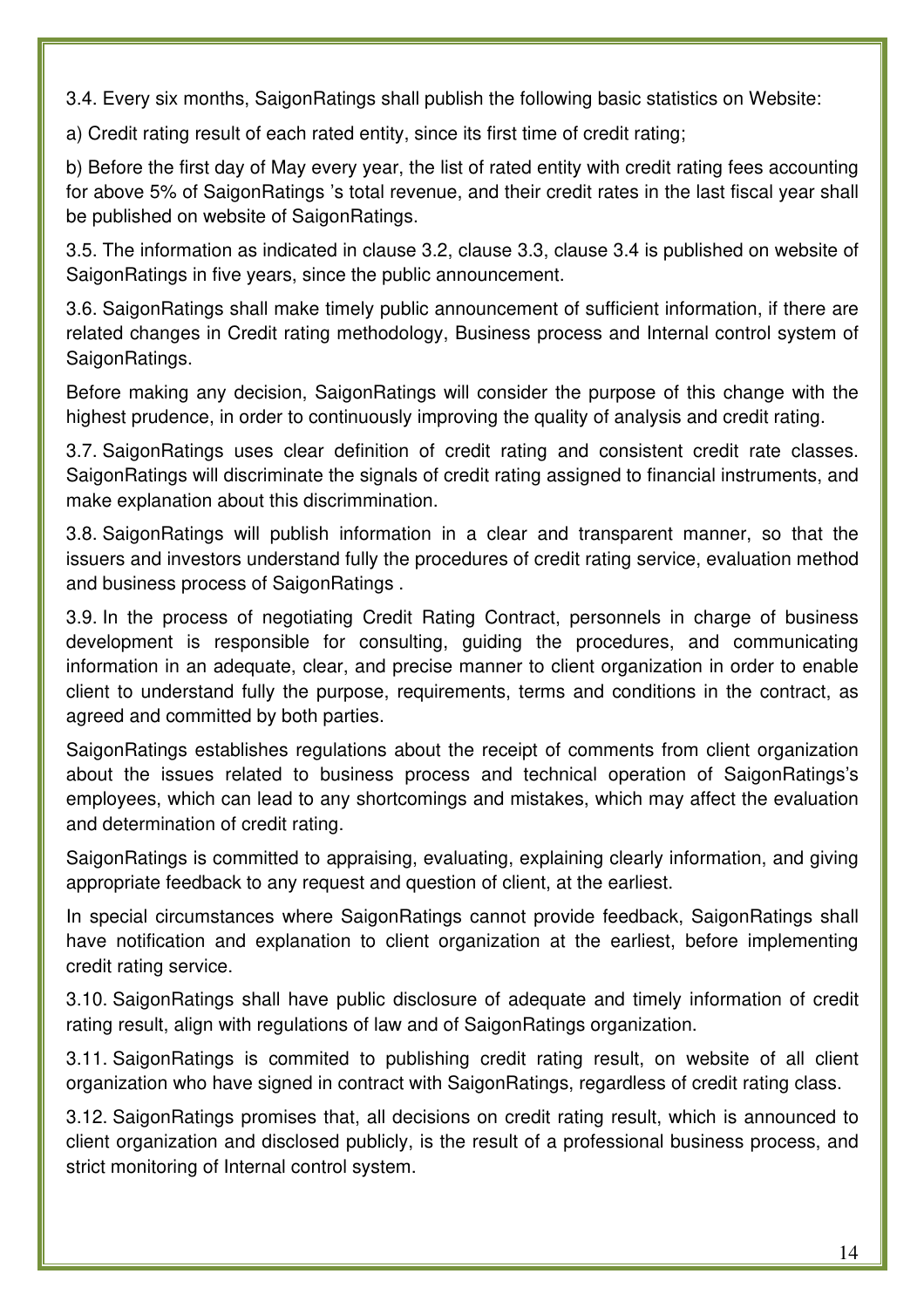3.4. Every six months, SaigonRatings shall publish the following basic statistics on Website:

a) Credit rating result of each rated entity, since its first time of credit rating;

b) Before the first day of May every year, the list of rated entity with credit rating fees accounting for above 5% of SaigonRatings 's total revenue, and their credit rates in the last fiscal year shall be published on website of SaigonRatings.

3.5. The information as indicated in clause 3.2, clause 3.3, clause 3.4 is published on website of SaigonRatings in five years, since the public announcement.

3.6. SaigonRatings shall make timely public announcement of sufficient information, if there are related changes in Credit rating methodology, Business process and Internal control system of SaigonRatings.

Before making any decision, SaigonRatings will consider the purpose of this change with the highest prudence, in order to continuously improving the quality of analysis and credit rating.

3.7. SaigonRatings uses clear definition of credit rating and consistent credit rate classes. SaigonRatings will discriminate the signals of credit rating assigned to financial instruments, and make explanation about this discrimmination.

3.8. SaigonRatings will publish information in a clear and transparent manner, so that the issuers and investors understand fully the procedures of credit rating service, evaluation method and business process of SaigonRatings .

3.9. In the process of negotiating Credit Rating Contract, personnels in charge of business development is responsible for consulting, guiding the procedures, and communicating information in an adequate, clear, and precise manner to client organization in order to enable client to understand fully the purpose, requirements, terms and conditions in the contract, as agreed and committed by both parties.

SaigonRatings establishes regulations about the receipt of comments from client organization about the issues related to business process and technical operation of SaigonRatings's employees, which can lead to any shortcomings and mistakes, which may affect the evaluation and determination of credit rating.

SaigonRatings is committed to appraising, evaluating, explaining clearly information, and giving appropriate feedback to any request and question of client, at the earliest.

In special circumstances where SaigonRatings cannot provide feedback, SaigonRatings shall have notification and explanation to client organization at the earliest, before implementing credit rating service.

3.10. SaigonRatings shall have public disclosure of adequate and timely information of credit rating result, align with regulations of law and of SaigonRatings organization.

3.11. SaigonRatings is commited to publishing credit rating result, on website of all client organization who have signed in contract with SaigonRatings, regardless of credit rating class.

3.12. SaigonRatings promises that, all decisions on credit rating result, which is announced to client organization and disclosed publicly, is the result of a professional business process, and strict monitoring of Internal control system.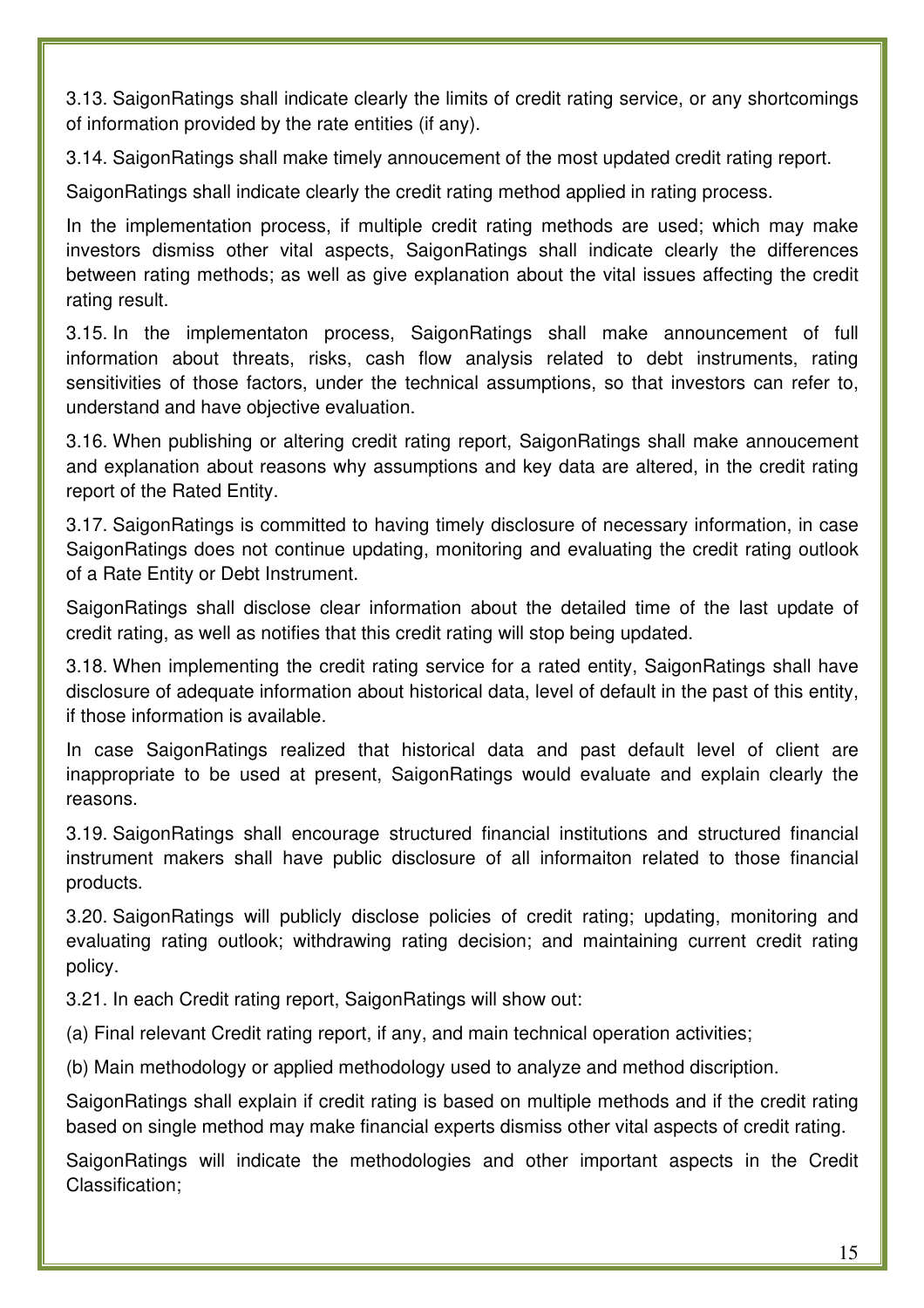3.13. SaigonRatings shall indicate clearly the limits of credit rating service, or any shortcomings of information provided by the rate entities (if any).

3.14. SaigonRatings shall make timely annoucement of the most updated credit rating report.

SaigonRatings shall indicate clearly the credit rating method applied in rating process.

In the implementation process, if multiple credit rating methods are used; which may make investors dismiss other vital aspects, SaigonRatings shall indicate clearly the differences between rating methods; as well as give explanation about the vital issues affecting the credit rating result.

3.15. In the implementaton process, SaigonRatings shall make announcement of full information about threats, risks, cash flow analysis related to debt instruments, rating sensitivities of those factors, under the technical assumptions, so that investors can refer to, understand and have objective evaluation.

3.16. When publishing or altering credit rating report, SaigonRatings shall make annoucement and explanation about reasons why assumptions and key data are altered, in the credit rating report of the Rated Entity.

3.17. SaigonRatings is committed to having timely disclosure of necessary information, in case SaigonRatings does not continue updating, monitoring and evaluating the credit rating outlook of a Rate Entity or Debt Instrument.

SaigonRatings shall disclose clear information about the detailed time of the last update of credit rating, as well as notifies that this credit rating will stop being updated.

3.18. When implementing the credit rating service for a rated entity, SaigonRatings shall have disclosure of adequate information about historical data, level of default in the past of this entity, if those information is available.

In case SaigonRatings realized that historical data and past default level of client are inappropriate to be used at present, SaigonRatings would evaluate and explain clearly the reasons.

3.19. SaigonRatings shall encourage structured financial institutions and structured financial instrument makers shall have public disclosure of all informaiton related to those financial products.

3.20. SaigonRatings will publicly disclose policies of credit rating; updating, monitoring and evaluating rating outlook; withdrawing rating decision; and maintaining current credit rating policy.

3.21. In each Credit rating report, SaigonRatings will show out:

(a) Final relevant Credit rating report, if any, and main technical operation activities;

(b) Main methodology or applied methodology used to analyze and method discription.

SaigonRatings shall explain if credit rating is based on multiple methods and if the credit rating based on single method may make financial experts dismiss other vital aspects of credit rating.

SaigonRatings will indicate the methodologies and other important aspects in the Credit Classification;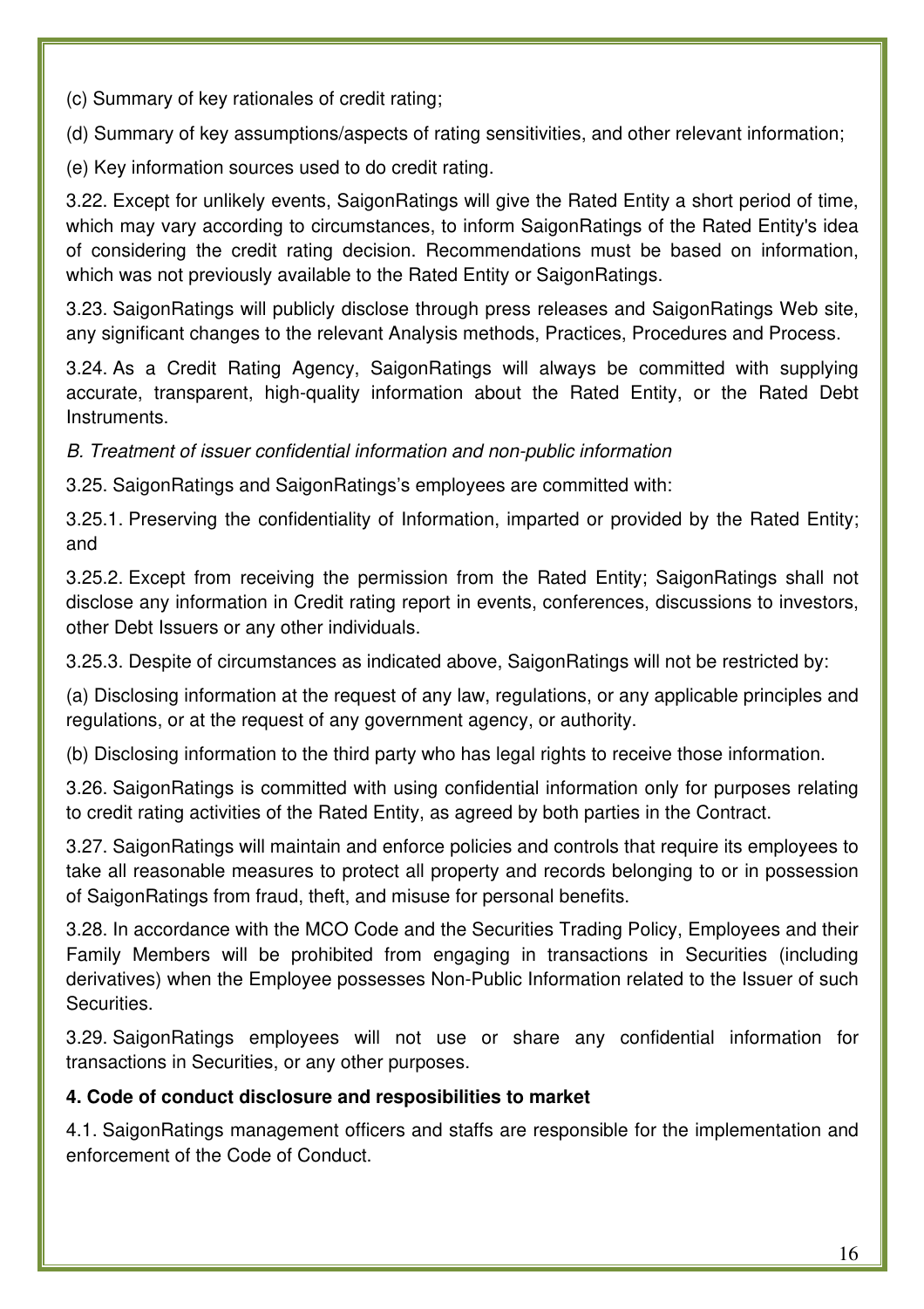(c) Summary of key rationales of credit rating;

(d) Summary of key assumptions/aspects of rating sensitivities, and other relevant information;

(e) Key information sources used to do credit rating.

3.22. Except for unlikely events, SaigonRatings will give the Rated Entity a short period of time, which may vary according to circumstances, to inform SaigonRatings of the Rated Entity's idea of considering the credit rating decision. Recommendations must be based on information, which was not previously available to the Rated Entity or SaigonRatings.

3.23. SaigonRatings will publicly disclose through press releases and SaigonRatings Web site, any significant changes to the relevant Analysis methods, Practices, Procedures and Process.

3.24. As a Credit Rating Agency, SaigonRatings will always be committed with supplying accurate, transparent, high-quality information about the Rated Entity, or the Rated Debt Instruments.

*B. Treatment of issuer confidential information and non-public information*

3.25. SaigonRatings and SaigonRatings's employees are committed with:

3.25.1. Preserving the confidentiality of Information, imparted or provided by the Rated Entity; and

3.25.2. Except from receiving the permission from the Rated Entity; SaigonRatings shall not disclose any information in Credit rating report in events, conferences, discussions to investors, other Debt Issuers or any other individuals.

3.25.3. Despite of circumstances as indicated above, SaigonRatings will not be restricted by:

(a) Disclosing information at the request of any law, regulations, or any applicable principles and regulations, or at the request of any government agency, or authority.

(b) Disclosing information to the third party who has legal rights to receive those information.

3.26. SaigonRatings is committed with using confidential information only for purposes relating to credit rating activities of the Rated Entity, as agreed by both parties in the Contract.

3.27. SaigonRatings will maintain and enforce policies and controls that require its employees to take all reasonable measures to protect all property and records belonging to or in possession of SaigonRatings from fraud, theft, and misuse for personal benefits.

3.28. In accordance with the MCO Code and the Securities Trading Policy, Employees and their Family Members will be prohibited from engaging in transactions in Securities (including derivatives) when the Employee possesses Non-Public Information related to the Issuer of such Securities.

3.29. SaigonRatings employees will not use or share any confidential information for transactions in Securities, or any other purposes.

**4. Code of conduct disclosure and resposibilities to market**

4.1. SaigonRatings management officers and staffs are responsible for the implementation and enforcement of the Code of Conduct.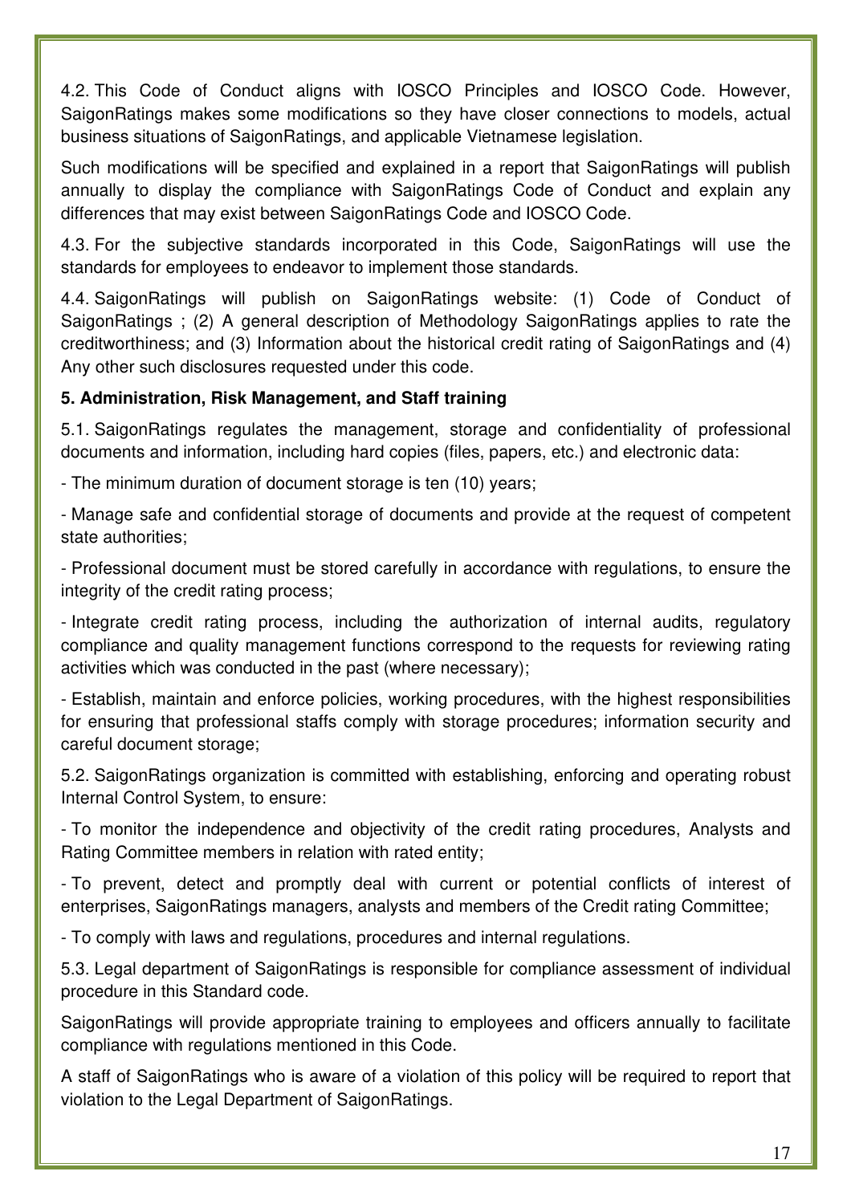4.2. This Code of Conduct aligns with IOSCO Principles and IOSCO Code. However, SaigonRatings makes some modifications so they have closer connections to models, actual business situations of SaigonRatings, and applicable Vietnamese legislation.

Such modifications will be specified and explained in a report that SaigonRatings will publish annually to display the compliance with SaigonRatings Code of Conduct and explain any differences that may exist between SaigonRatings Code and IOSCO Code.

4.3. For the subjective standards incorporated in this Code, SaigonRatings will use the standards for employees to endeavor to implement those standards.

4.4. SaigonRatings will publish on SaigonRatings website: (1) Code of Conduct of SaigonRatings ; (2) A general description of Methodology SaigonRatings applies to rate the creditworthiness; and (3) Information about the historical credit rating of SaigonRatings and (4) Any other such disclosures requested under this code.

**5. Administration, Risk Management, and Staff training**

5.1. SaigonRatings regulates the management, storage and confidentiality of professional documents and information, including hard copies (files, papers, etc.) and electronic data:

- The minimum duration of document storage is ten (10) years;

- Manage safe and confidential storage of documents and provide at the request of competent state authorities;

- Professional document must be stored carefully in accordance with regulations, to ensure the integrity of the credit rating process;

- Integrate credit rating process, including the authorization of internal audits, regulatory compliance and quality management functions correspond to the requests for reviewing rating activities which was conducted in the past (where necessary);

- Establish, maintain and enforce policies, working procedures, with the highest responsibilities for ensuring that professional staffs comply with storage procedures; information security and careful document storage;

5.2. SaigonRatings organization is committed with establishing, enforcing and operating robust Internal Control System, to ensure:

- To monitor the independence and objectivity of the credit rating procedures, Analysts and Rating Committee members in relation with rated entity;

- To prevent, detect and promptly deal with current or potential conflicts of interest of enterprises, SaigonRatings managers, analysts and members of the Credit rating Committee;

- To comply with laws and regulations, procedures and internal regulations.

5.3. Legal department of SaigonRatings is responsible for compliance assessment of individual procedure in this Standard code.

SaigonRatings will provide appropriate training to employees and officers annually to facilitate compliance with regulations mentioned in this Code.

A staff of SaigonRatings who is aware of a violation of this policy will be required to report that violation to the Legal Department of SaigonRatings.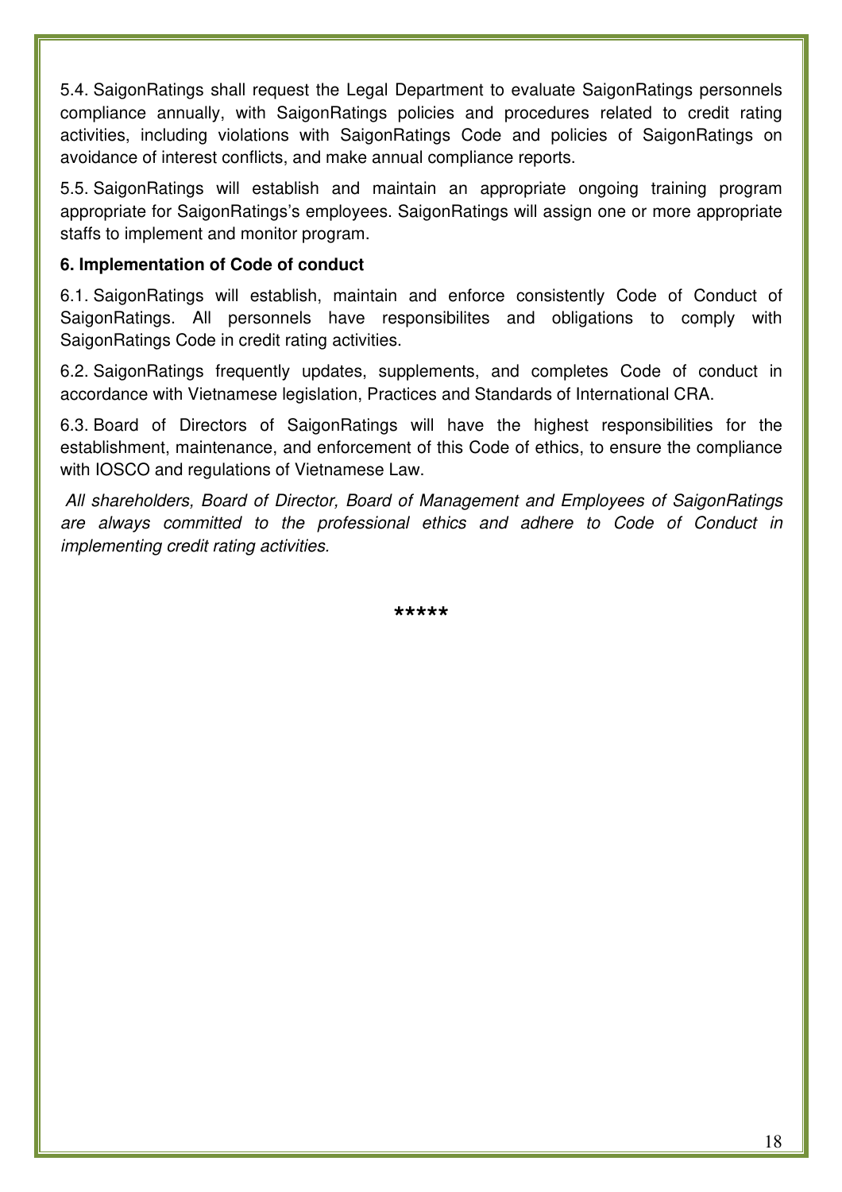5.4. SaigonRatings shall request the Legal Department to evaluate SaigonRatings personnels compliance annually, with SaigonRatings policies and procedures related to credit rating activities, including violations with SaigonRatings Code and policies of SaigonRatings on avoidance of interest conflicts, and make annual compliance reports.

5.5. SaigonRatings will establish and maintain an appropriate ongoing training program appropriate for SaigonRatings's employees. SaigonRatings will assign one or more appropriate staffs to implement and monitor program.

**6. Implementation of Code of conduct**

6.1. SaigonRatings will establish, maintain and enforce consistently Code of Conduct of SaigonRatings. All personnels have responsibilites and obligations to comply with SaigonRatings Code in credit rating activities.

6.2. SaigonRatings frequently updates, supplements, and completes Code of conduct in accordance with Vietnamese legislation, Practices and Standards of International CRA.

6.3. Board of Directors of SaigonRatings will have the highest responsibilities for the establishment, maintenance, and enforcement of this Code of ethics, to ensure the compliance with IOSCO and regulations of Vietnamese Law.

*All shareholders, Board of Director, Board of Management and Employees of SaigonRatings are always committed to the professional ethics and adhere to Code of Conduct in implementing credit rating activities.*

**\*\*\*\*\***